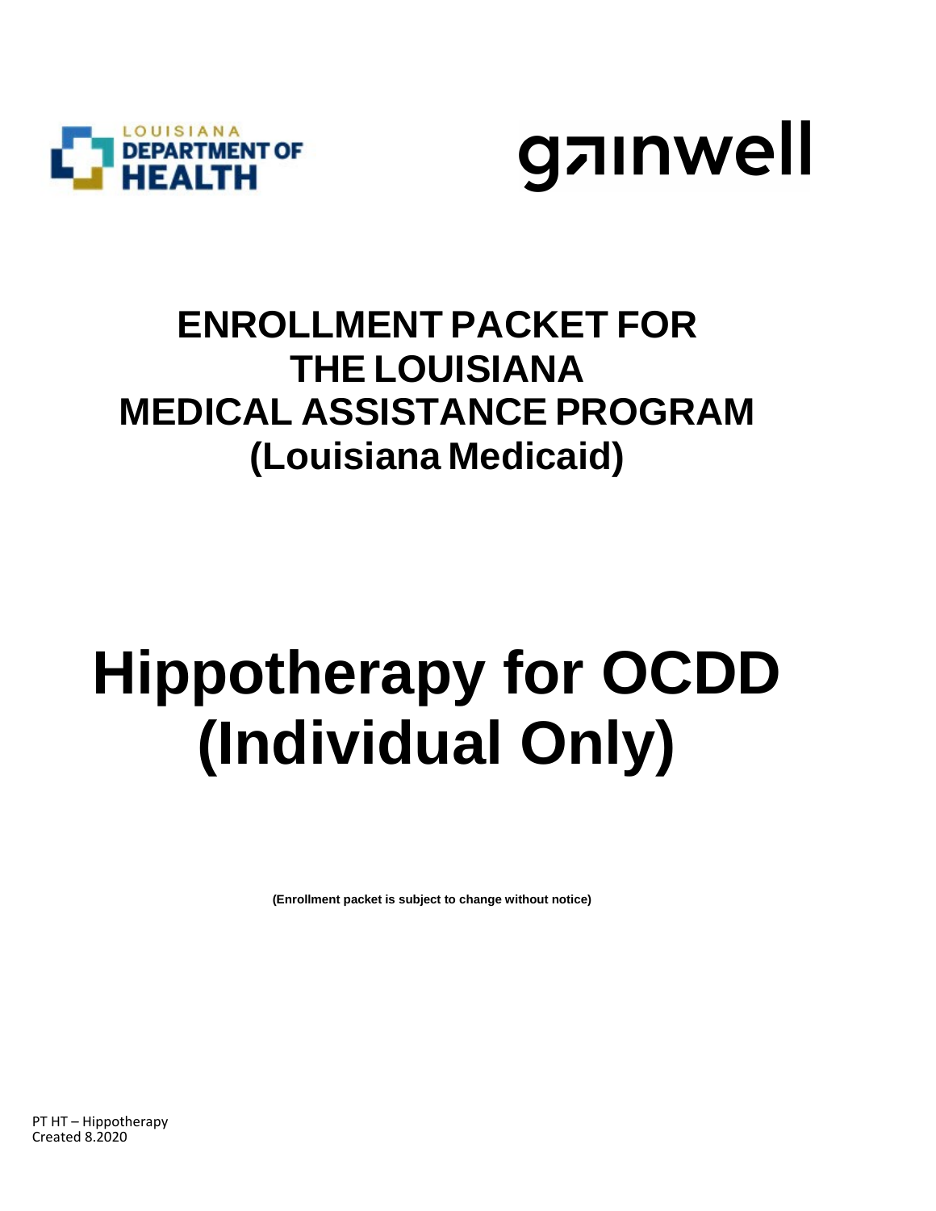# ENROLLMENT PACKET FOR THE LOUISIANA MEDICAL ASSISTANCE PROGRAM (Louisiana Medicaid)

# Hippotherapy for OCDD (Individual Only)

**(Enrollment packet is subject to change without notice)**

PT HT – Hippotherapy
Created 8.2020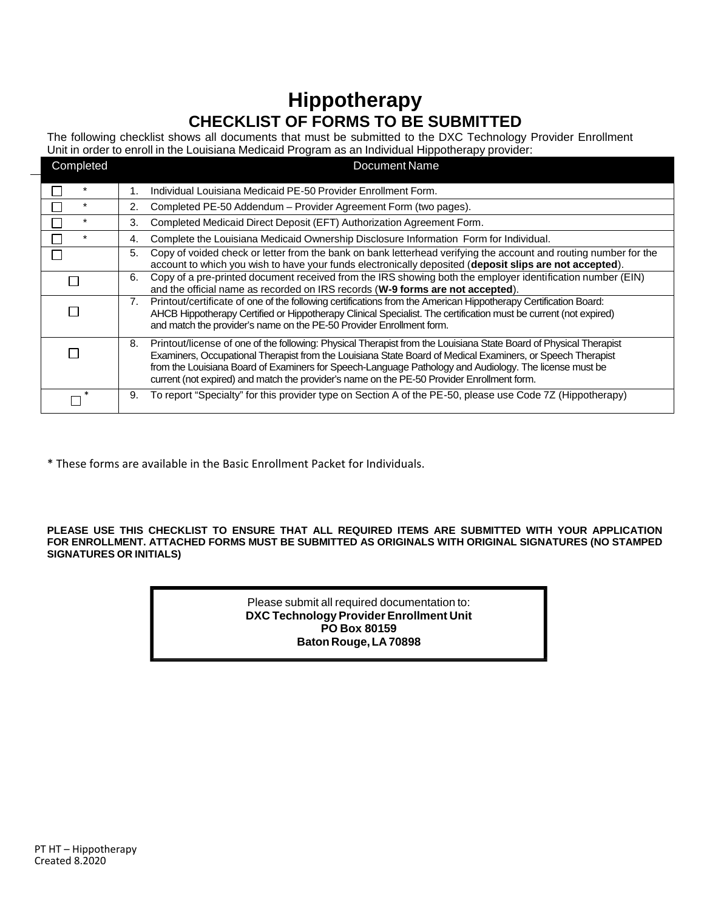# Hippotherapy

## CHECKLIST OF FORMS TO BE SUBMITTED

The following checklist shows all documents that must be submitted to the DXC Technology Provider Enrollment Unit in order to enroll in the Louisiana Medicaid Program as an Individual Hippotherapy provider:

| Completed | Document Name |
|---|---|
| ☐ * | 1. Individual Louisiana Medicaid PE-50 Provider Enrollment Form. |
| ☐ * | 2. Completed PE-50 Addendum – Provider Agreement Form (two pages). |
| ☐ * | 3. Completed Medicaid Direct Deposit (EFT) Authorization Agreement Form. |
| ☐ * | 4. Complete the Louisiana Medicaid Ownership Disclosure Information Form for Individual. |
| ☐ | 5. Copy of voided check or letter from the bank on bank letterhead verifying the account and routing number for the account to which you wish to have your funds electronically deposited (**deposit slips are not accepted**). |
| ☐ | 6. Copy of a pre-printed document received from the IRS showing both the employer identification number (EIN) and the official name as recorded on IRS records (**W-9 forms are not accepted**). |
| ☐ | 7. Printout/certificate of one of the following certifications from the American Hippotherapy Certification Board: AHCB Hippotherapy Certified or Hippotherapy Clinical Specialist. The certification must be current (not expired) and match the provider's name on the PE-50 Provider Enrollment form. |
| ☐ | 8. Printout/license of one of the following: Physical Therapist from the Louisiana State Board of Physical Therapist Examiners, Occupational Therapist from the Louisiana State Board of Medical Examiners, or Speech Therapist from the Louisiana Board of Examiners for Speech-Language Pathology and Audiology. The license must be current (not expired) and match the provider's name on the PE-50 Provider Enrollment form. |
| ☐ * | 9. To report "Specialty" for this provider type on Section A of the PE-50, please use Code 7Z (Hippotherapy) |

* These forms are available in the Basic Enrollment Packet for Individuals.

**PLEASE USE THIS CHECKLIST TO ENSURE THAT ALL REQUIRED ITEMS ARE SUBMITTED WITH YOUR APPLICATION FOR ENROLLMENT. ATTACHED FORMS MUST BE SUBMITTED AS ORIGINALS WITH ORIGINAL SIGNATURES (NO STAMPED SIGNATURES OR INITIALS)**

Please submit all required documentation to:
**DXC Technology Provider Enrollment Unit**
**PO Box 80159**
**Baton Rouge, LA 70898**

PT HT – Hippotherapy
Created 8.2020